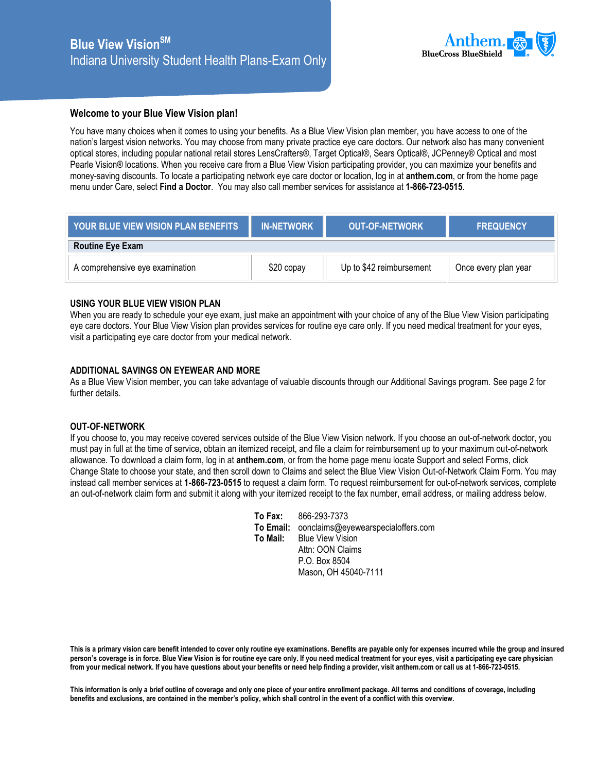# Blue View Vision[SM]

## Indiana University Student Health Plans-Exam Only

Anthem BlueCross BlueShield

### Welcome to your Blue View Vision plan!

You have many choices when it comes to using your benefits. As a Blue View Vision plan member, you have access to one of the nation's largest vision networks. You may choose from many private practice eye care doctors. Our network also has many convenient optical stores, including popular national retail stores LensCrafters®, Target Optical®, Sears Optical®, JCPenney® Optical and most Pearle Vision® locations. When you receive care from a Blue View Vision participating provider, you can maximize your benefits and money-saving discounts. To locate a participating network eye care doctor or location, log in at **anthem.com**, or from the home page menu under Care, select **Find a Doctor**. You may also call member services for assistance at **1-866-723-0515**.

| YOUR BLUE VIEW VISION PLAN BENEFITS | IN-NETWORK | OUT-OF-NETWORK | FREQUENCY |
|---|---|---|---|
| **Routine Eye Exam** | | | |
| A comprehensive eye examination | $20 copay | Up to $42 reimbursement | Once every plan year |

### USING YOUR BLUE VIEW VISION PLAN

When you are ready to schedule your eye exam, just make an appointment with your choice of any of the Blue View Vision participating eye care doctors. Your Blue View Vision plan provides services for routine eye care only. If you need medical treatment for your eyes, visit a participating eye care doctor from your medical network.

### ADDITIONAL SAVINGS ON EYEWEAR AND MORE

As a Blue View Vision member, you can take advantage of valuable discounts through our Additional Savings program. See page 2 for further details.

### OUT-OF-NETWORK

If you choose to, you may receive covered services outside of the Blue View Vision network. If you choose an out-of-network doctor, you must pay in full at the time of service, obtain an itemized receipt, and file a claim for reimbursement up to your maximum out-of-network allowance. To download a claim form, log in at **anthem.com**, or from the home page menu locate Support and select Forms, click Change State to choose your state, and then scroll down to Claims and select the Blue View Vision Out-of-Network Claim Form. You may instead call member services at **1-866-723-0515** to request a claim form. To request reimbursement for out-of-network services, complete an out-of-network claim form and submit it along with your itemized receipt to the fax number, email address, or mailing address below.

**To Fax:** 866-293-7373
**To Email:** oonclaims@eyewearspecialoffers.com
**To Mail:** Blue View Vision
Attn: OON Claims
P.O. Box 8504
Mason, OH 45040-7111

**This is a primary vision care benefit intended to cover only routine eye examinations. Benefits are payable only for expenses incurred while the group and insured person's coverage is in force. Blue View Vision is for routine eye care only. If you need medical treatment for your eyes, visit a participating eye care physician from your medical network. If you have questions about your benefits or need help finding a provider, visit anthem.com or call us at 1-866-723-0515.**

**This information is only a brief outline of coverage and only one piece of your entire enrollment package. All terms and conditions of coverage, including benefits and exclusions, are contained in the member's policy, which shall control in the event of a conflict with this overview.**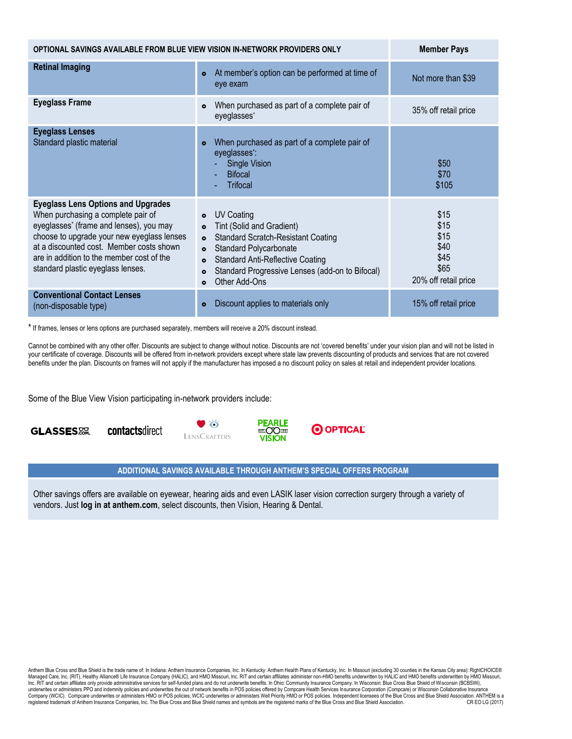| OPTIONAL SAVINGS AVAILABLE FROM BLUE VIEW VISION IN-NETWORK PROVIDERS ONLY | | Member Pays |
|---|---|---|
| **Retinal Imaging** | At member's option can be performed at time of eye exam | Not more than $39 |
| **Eyeglass Frame** | When purchased as part of a complete pair of eyeglasses* | 35% off retail price |
| **Eyeglass Lenses** Standard plastic material | When purchased as part of a complete pair of eyeglasses*: - Single Vision - Bifocal - Trifocal | $50 $70 $105 |
| **Eyeglass Lens Options and Upgrades** When purchasing a complete pair of eyeglasses* (frame and lenses), you may choose to upgrade your new eyeglass lenses at a discounted cost. Member costs shown are in addition to the member cost of the standard plastic eyeglass lenses. | UV Coating; Tint (Solid and Gradient); Standard Scratch-Resistant Coating; Standard Polycarbonate; Standard Anti-Reflective Coating; Standard Progressive Lenses (add-on to Bifocal); Other Add-Ons | $15; $15; $15; $40; $45; $65; 20% off retail price |
| **Conventional Contact Lenses** (non-disposable type) | Discount applies to materials only | 15% off retail price |

\* If frames, lenses or lens options are purchased separately, members will receive a 20% discount instead.

Cannot be combined with any other offer. Discounts are subject to change without notice. Discounts are not 'covered benefits' under your vision plan and will not be listed in your certificate of coverage. Discounts will be offered from in-network providers except where state law prevents discounting of products and services that are not covered benefits under the plan. Discounts on frames will not apply if the manufacturer has imposed a no discount policy on sales at retail and independent provider locations.

Some of the Blue View Vision participating in-network providers include:

GLASSES.COM contactsdirect LENSCRAFTERS PEARLE VISION OPTICAL

## ADDITIONAL SAVINGS AVAILABLE THROUGH ANTHEM'S SPECIAL OFFERS PROGRAM

Other savings offers are available on eyewear, hearing aids and even LASIK laser vision correction surgery through a variety of vendors. Just **log in at anthem.com**, select discounts, then Vision, Hearing & Dental.

Anthem Blue Cross and Blue Shield is the trade name of: In Indiana: Anthem Insurance Companies, Inc. In Kentucky: Anthem Health Plans of Kentucky, Inc. In Missouri (excluding 30 counties in the Kansas City area): RightCHOICE® Managed Care, Inc. (RIT), Healthy Alliance® Life Insurance Company (HALIC), and HMO Missouri, Inc. RIT and certain affiliates administer non-HMO benefits underwritten by HALIC and HMO benefits underwritten by HMO Missouri, Inc. RIT and certain affiliates only provide administrative services for self-funded plans and do not underwrite benefits. In Ohio: Community Insurance Company. In Wisconsin: Blue Cross Blue Shield of Wisconsin (BCBSWi), underwrites or administers PPO and indemnity policies and underwrites the out of network benefits in POS policies offered by Compcare Health Services Insurance Corporation (Compcare) or Wisconsin Collaborative Insurance Company (WCIC). Compcare underwrites or administers HMO or POS policies; WCIC underwrites or administers Well Priority HMO or POS policies. Independent licensees of the Blue Cross and Blue Shield Association. ANTHEM is a registered trademark of Anthem Insurance Companies, Inc. The Blue Cross and Blue Shield names and symbols are the registered marks of the Blue Cross and Blue Shield Association. CR EO LG (2017)